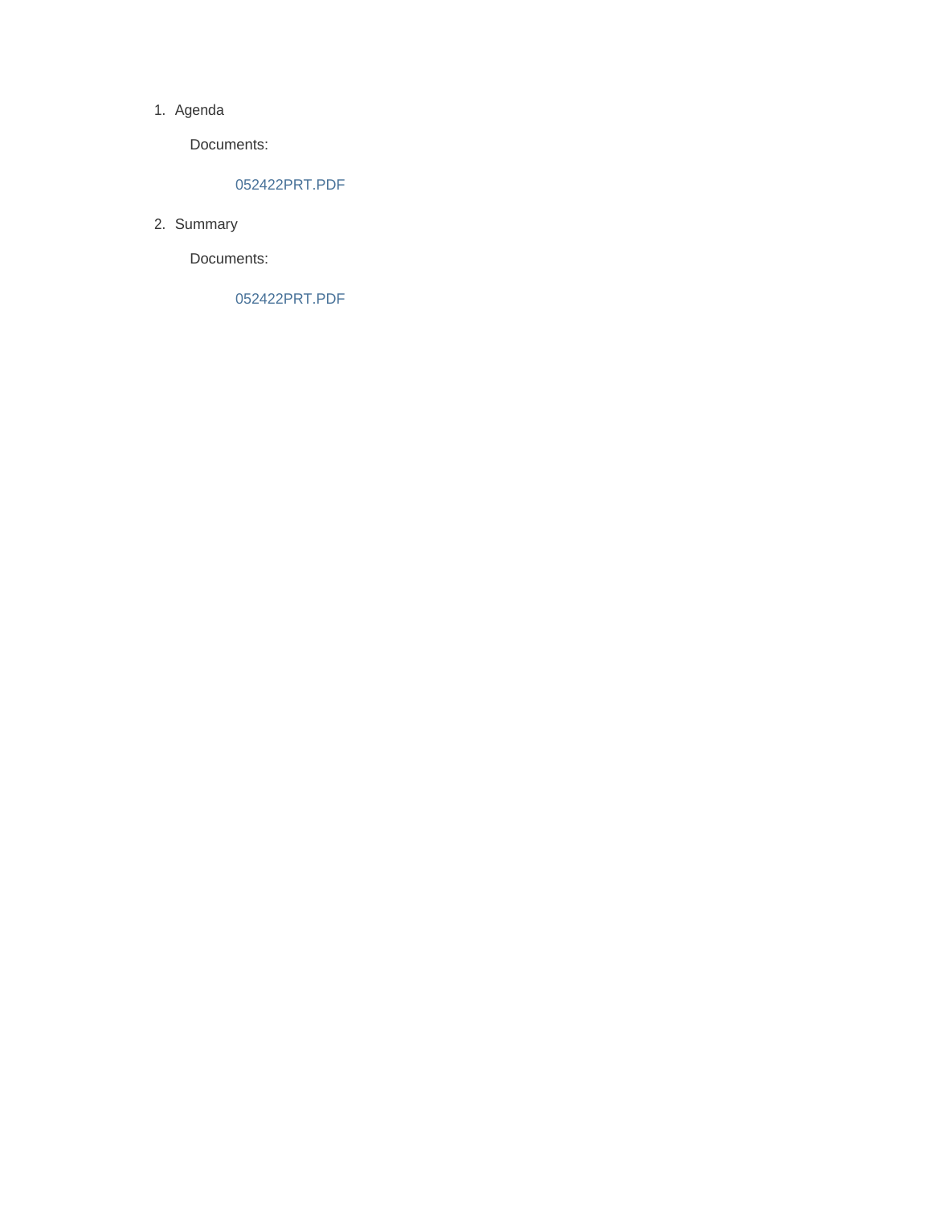1. Agenda

   Documents:

   052422PRT.PDF

2. Summary

   Documents:

   052422PRT.PDF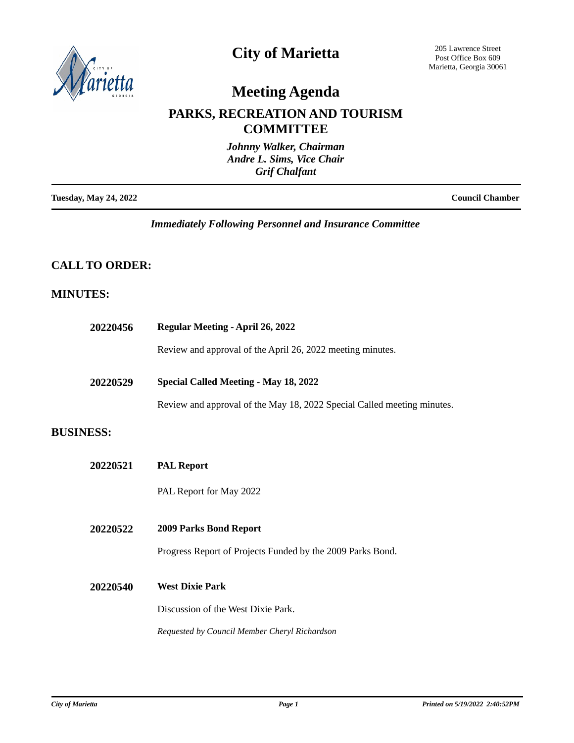# City of Marietta

205 Lawrence Street
Post Office Box 609
Marietta, Georgia 30061

# Meeting Agenda

## PARKS, RECREATION AND TOURISM COMMITTEE

*Johnny Walker, Chairman*
*Andre L. Sims, Vice Chair*
*Grif Chalfant*

**Tuesday, May 24, 2022** **Council Chamber**

*Immediately Following Personnel and Insurance Committee*

## CALL TO ORDER:

## MINUTES:

**20220456** **Regular Meeting - April 26, 2022**

Review and approval of the April 26, 2022 meeting minutes.

**20220529** **Special Called Meeting - May 18, 2022**

Review and approval of the May 18, 2022 Special Called meeting minutes.

## BUSINESS:

**20220521** **PAL Report**

PAL Report for May 2022

**20220522** **2009 Parks Bond Report**

Progress Report of Projects Funded by the 2009 Parks Bond.

**20220540** **West Dixie Park**

Discussion of the West Dixie Park.

*Requested by Council Member Cheryl Richardson*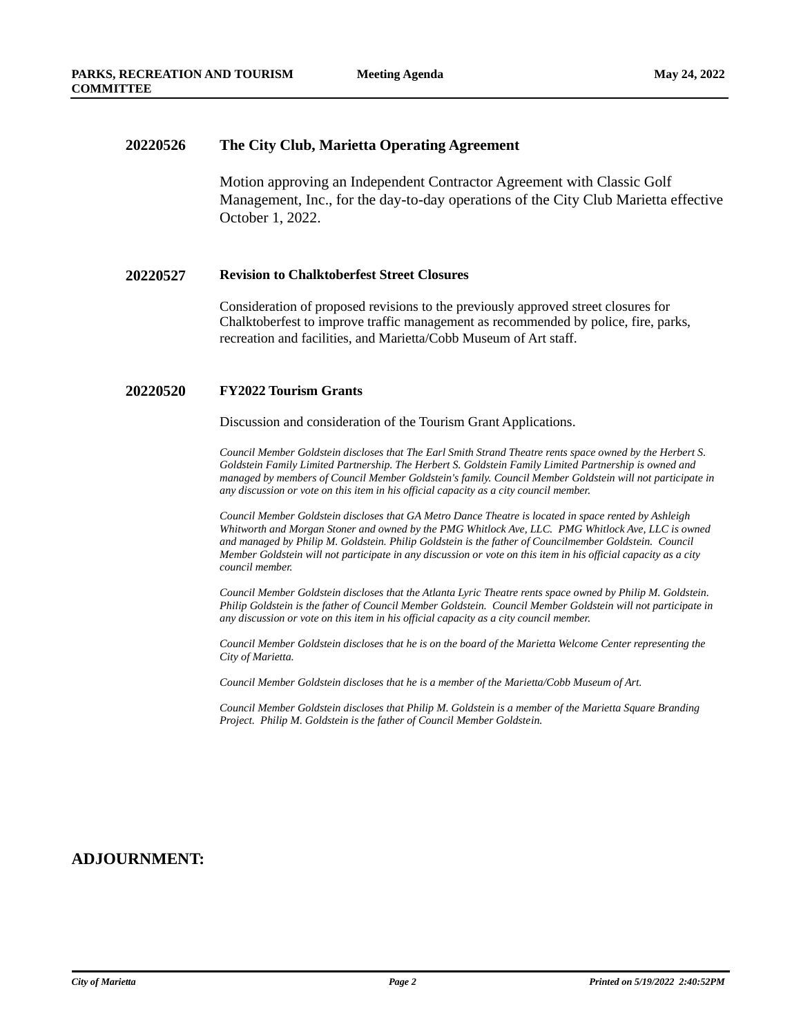**20220526 The City Club, Marietta Operating Agreement**

Motion approving an Independent Contractor Agreement with Classic Golf Management, Inc., for the day-to-day operations of the City Club Marietta effective October 1, 2022.

**20220527 Revision to Chalktoberfest Street Closures**

Consideration of proposed revisions to the previously approved street closures for Chalktoberfest to improve traffic management as recommended by police, fire, parks, recreation and facilities, and Marietta/Cobb Museum of Art staff.

**20220520 FY2022 Tourism Grants**

Discussion and consideration of the Tourism Grant Applications.

*Council Member Goldstein discloses that The Earl Smith Strand Theatre rents space owned by the Herbert S. Goldstein Family Limited Partnership. The Herbert S. Goldstein Family Limited Partnership is owned and managed by members of Council Member Goldstein's family. Council Member Goldstein will not participate in any discussion or vote on this item in his official capacity as a city council member.*

*Council Member Goldstein discloses that GA Metro Dance Theatre is located in space rented by Ashleigh Whitworth and Morgan Stoner and owned by the PMG Whitlock Ave, LLC. PMG Whitlock Ave, LLC is owned and managed by Philip M. Goldstein. Philip Goldstein is the father of Councilmember Goldstein. Council Member Goldstein will not participate in any discussion or vote on this item in his official capacity as a city council member.*

*Council Member Goldstein discloses that the Atlanta Lyric Theatre rents space owned by Philip M. Goldstein. Philip Goldstein is the father of Council Member Goldstein. Council Member Goldstein will not participate in any discussion or vote on this item in his official capacity as a city council member.*

*Council Member Goldstein discloses that he is on the board of the Marietta Welcome Center representing the City of Marietta.*

*Council Member Goldstein discloses that he is a member of the Marietta/Cobb Museum of Art.*

*Council Member Goldstein discloses that Philip M. Goldstein is a member of the Marietta Square Branding Project. Philip M. Goldstein is the father of Council Member Goldstein.*

## ADJOURNMENT: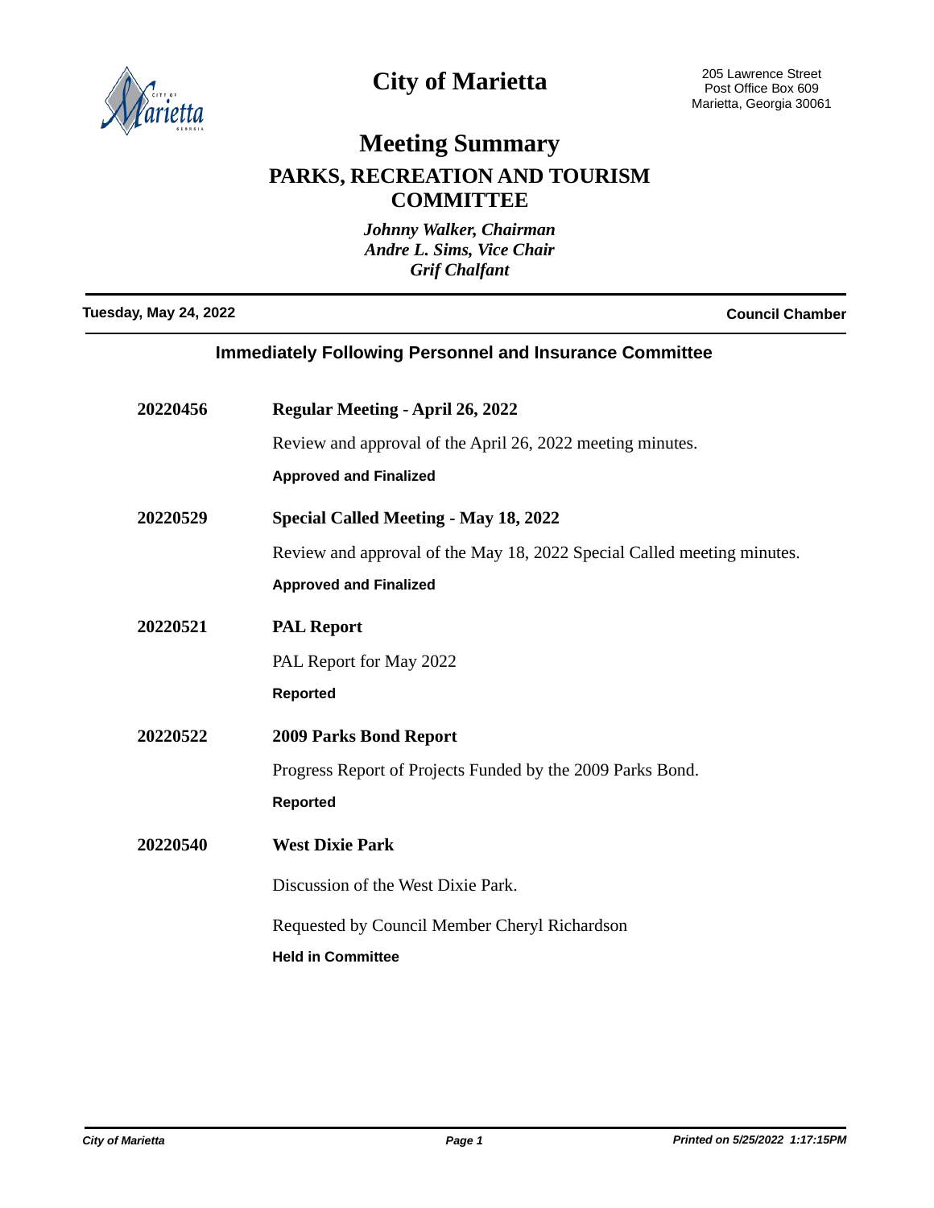# City of Marietta

205 Lawrence Street
Post Office Box 609
Marietta, Georgia 30061

# Meeting Summary

## PARKS, RECREATION AND TOURISM COMMITTEE

*Johnny Walker, Chairman*
*Andre L. Sims, Vice Chair*
*Grif Chalfant*

**Tuesday, May 24, 2022** — **Council Chamber**

### Immediately Following Personnel and Insurance Committee

**20220456** — **Regular Meeting - April 26, 2022**

Review and approval of the April 26, 2022 meeting minutes.

**Approved and Finalized**

**20220529** — **Special Called Meeting - May 18, 2022**

Review and approval of the May 18, 2022 Special Called meeting minutes.

**Approved and Finalized**

**20220521** — **PAL Report**

PAL Report for May 2022

**Reported**

**20220522** — **2009 Parks Bond Report**

Progress Report of Projects Funded by the 2009 Parks Bond.

**Reported**

**20220540** — **West Dixie Park**

Discussion of the West Dixie Park.

Requested by Council Member Cheryl Richardson

**Held in Committee**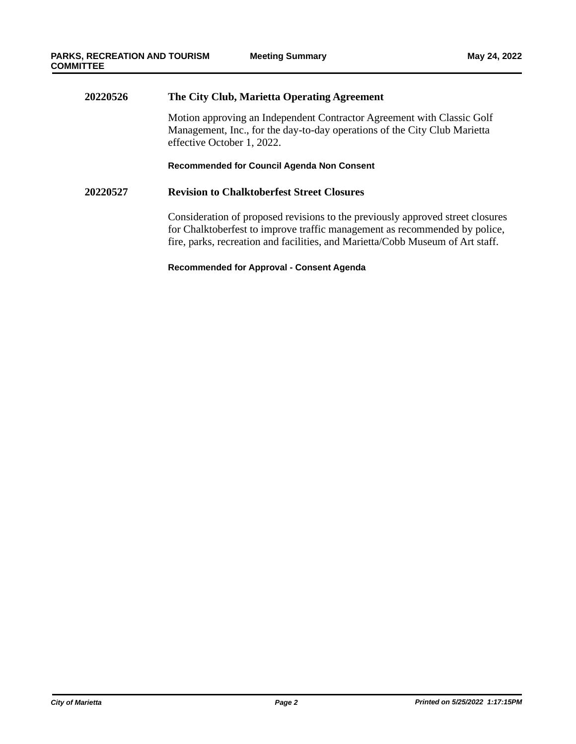**20220526** **The City Club, Marietta Operating Agreement**

Motion approving an Independent Contractor Agreement with Classic Golf Management, Inc., for the day-to-day operations of the City Club Marietta effective October 1, 2022.

**Recommended for Council Agenda Non Consent**

**20220527** **Revision to Chalktoberfest Street Closures**

Consideration of proposed revisions to the previously approved street closures for Chalktoberfest to improve traffic management as recommended by police, fire, parks, recreation and facilities, and Marietta/Cobb Museum of Art staff.

**Recommended for Approval - Consent Agenda**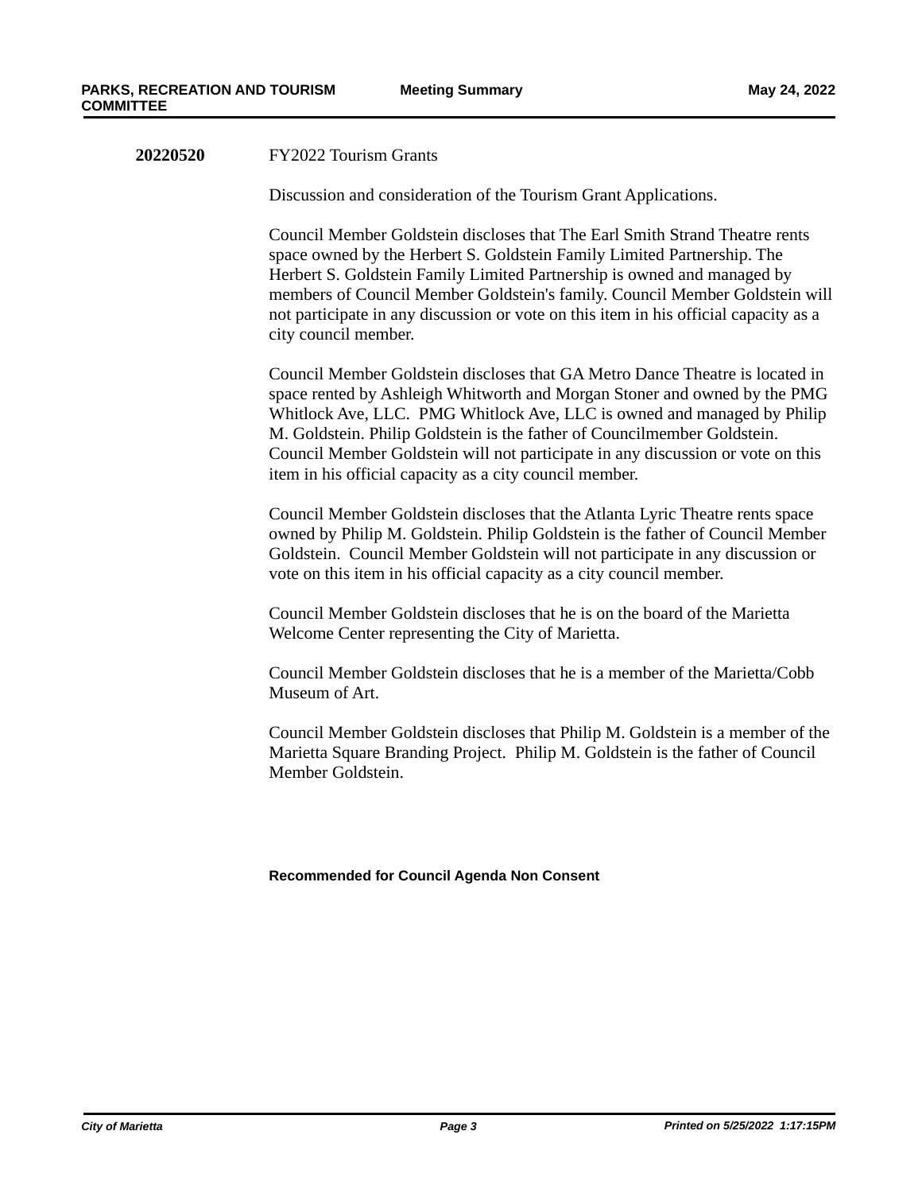**20220520** FY2022 Tourism Grants

Discussion and consideration of the Tourism Grant Applications.

Council Member Goldstein discloses that The Earl Smith Strand Theatre rents space owned by the Herbert S. Goldstein Family Limited Partnership. The Herbert S. Goldstein Family Limited Partnership is owned and managed by members of Council Member Goldstein's family. Council Member Goldstein will not participate in any discussion or vote on this item in his official capacity as a city council member.

Council Member Goldstein discloses that GA Metro Dance Theatre is located in space rented by Ashleigh Whitworth and Morgan Stoner and owned by the PMG Whitlock Ave, LLC. PMG Whitlock Ave, LLC is owned and managed by Philip M. Goldstein. Philip Goldstein is the father of Councilmember Goldstein. Council Member Goldstein will not participate in any discussion or vote on this item in his official capacity as a city council member.

Council Member Goldstein discloses that the Atlanta Lyric Theatre rents space owned by Philip M. Goldstein. Philip Goldstein is the father of Council Member Goldstein. Council Member Goldstein will not participate in any discussion or vote on this item in his official capacity as a city council member.

Council Member Goldstein discloses that he is on the board of the Marietta Welcome Center representing the City of Marietta.

Council Member Goldstein discloses that he is a member of the Marietta/Cobb Museum of Art.

Council Member Goldstein discloses that Philip M. Goldstein is a member of the Marietta Square Branding Project. Philip M. Goldstein is the father of Council Member Goldstein.

**Recommended for Council Agenda Non Consent**